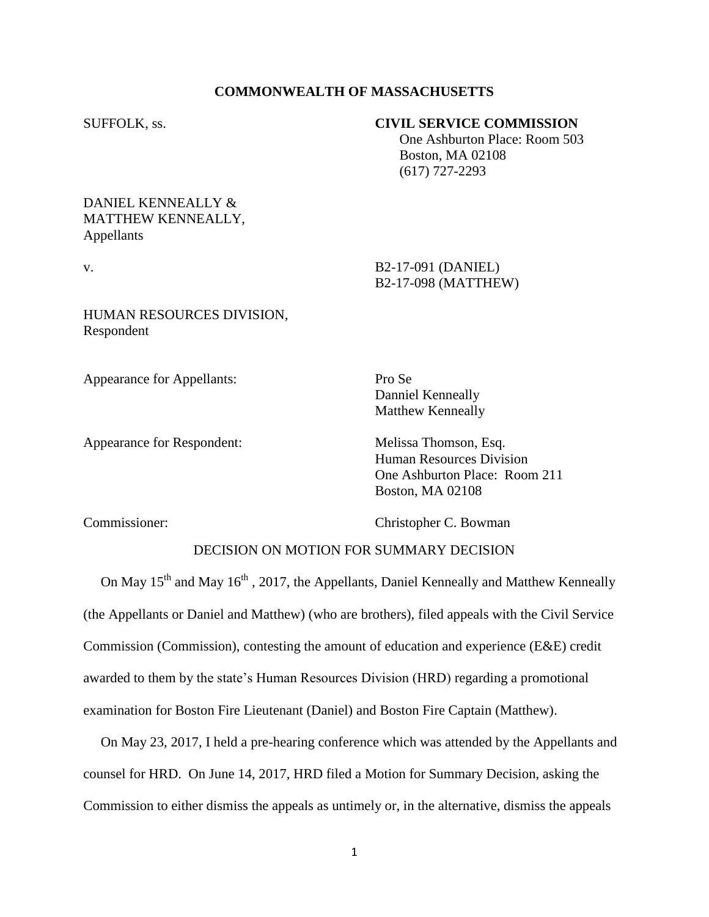**COMMONWEALTH OF MASSACHUSETTS**

SUFFOLK, ss.

**CIVIL SERVICE COMMISSION**
One Ashburton Place: Room 503
Boston, MA 02108
(617) 727-2293

DANIEL KENNEALLY &
MATTHEW KENNEALLY,
Appellants

v.

B2-17-091 (DANIEL)
B2-17-098 (MATTHEW)

HUMAN RESOURCES DIVISION,
Respondent

Appearance for Appellants: Pro Se
Danniel Kenneally
Matthew Kenneally

Appearance for Respondent: Melissa Thomson, Esq.
Human Resources Division
One Ashburton Place: Room 211
Boston, MA 02108

Commissioner: Christopher C. Bowman

DECISION ON MOTION FOR SUMMARY DECISION

On May 15th and May 16th , 2017, the Appellants, Daniel Kenneally and Matthew Kenneally (the Appellants or Daniel and Matthew) (who are brothers), filed appeals with the Civil Service Commission (Commission), contesting the amount of education and experience (E&E) credit awarded to them by the state's Human Resources Division (HRD) regarding a promotional examination for Boston Fire Lieutenant (Daniel) and Boston Fire Captain (Matthew).

On May 23, 2017, I held a pre-hearing conference which was attended by the Appellants and counsel for HRD. On June 14, 2017, HRD filed a Motion for Summary Decision, asking the Commission to either dismiss the appeals as untimely or, in the alternative, dismiss the appeals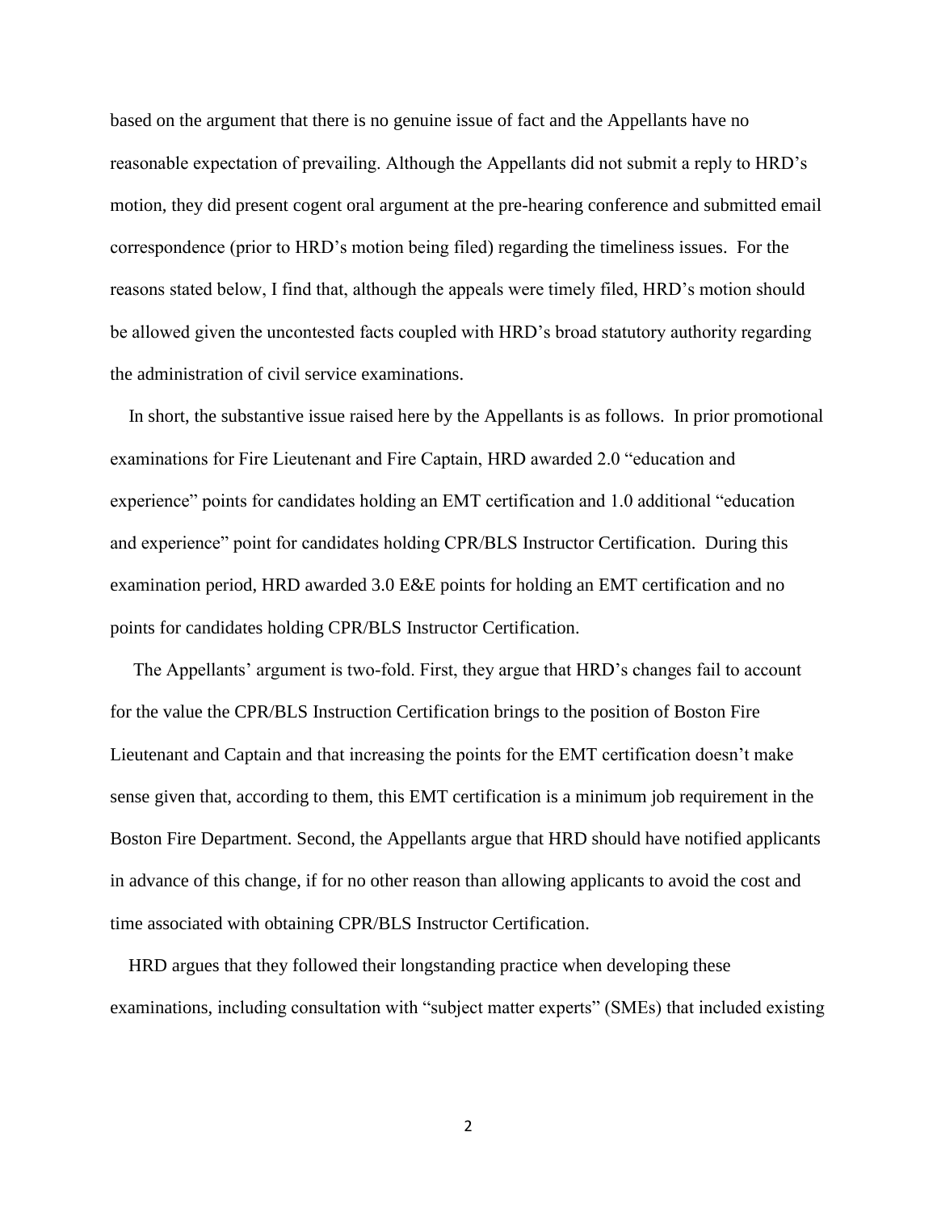based on the argument that there is no genuine issue of fact and the Appellants have no reasonable expectation of prevailing. Although the Appellants did not submit a reply to HRD's motion, they did present cogent oral argument at the pre-hearing conference and submitted email correspondence (prior to HRD's motion being filed) regarding the timeliness issues. For the reasons stated below, I find that, although the appeals were timely filed, HRD's motion should be allowed given the uncontested facts coupled with HRD's broad statutory authority regarding the administration of civil service examinations.

In short, the substantive issue raised here by the Appellants is as follows. In prior promotional examinations for Fire Lieutenant and Fire Captain, HRD awarded 2.0 "education and experience" points for candidates holding an EMT certification and 1.0 additional "education and experience" point for candidates holding CPR/BLS Instructor Certification. During this examination period, HRD awarded 3.0 E&E points for holding an EMT certification and no points for candidates holding CPR/BLS Instructor Certification.

The Appellants' argument is two-fold. First, they argue that HRD's changes fail to account for the value the CPR/BLS Instruction Certification brings to the position of Boston Fire Lieutenant and Captain and that increasing the points for the EMT certification doesn't make sense given that, according to them, this EMT certification is a minimum job requirement in the Boston Fire Department. Second, the Appellants argue that HRD should have notified applicants in advance of this change, if for no other reason than allowing applicants to avoid the cost and time associated with obtaining CPR/BLS Instructor Certification.

HRD argues that they followed their longstanding practice when developing these examinations, including consultation with "subject matter experts" (SMEs) that included existing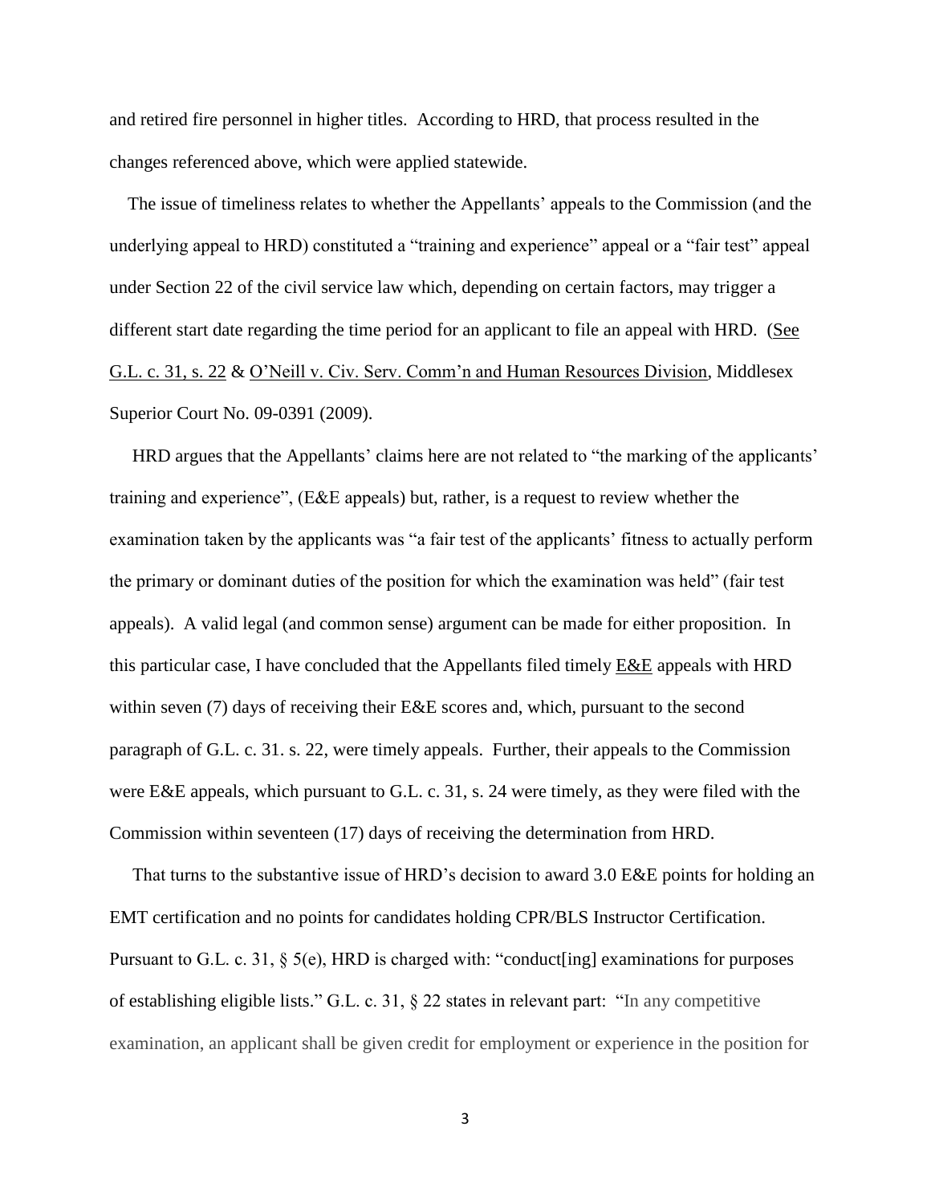and retired fire personnel in higher titles. According to HRD, that process resulted in the changes referenced above, which were applied statewide.

The issue of timeliness relates to whether the Appellants' appeals to the Commission (and the underlying appeal to HRD) constituted a "training and experience" appeal or a "fair test" appeal under Section 22 of the civil service law which, depending on certain factors, may trigger a different start date regarding the time period for an applicant to file an appeal with HRD. (See G.L. c. 31, s. 22 & O'Neill v. Civ. Serv. Comm'n and Human Resources Division, Middlesex Superior Court No. 09-0391 (2009).

HRD argues that the Appellants' claims here are not related to "the marking of the applicants' training and experience", (E&E appeals) but, rather, is a request to review whether the examination taken by the applicants was "a fair test of the applicants' fitness to actually perform the primary or dominant duties of the position for which the examination was held" (fair test appeals). A valid legal (and common sense) argument can be made for either proposition. In this particular case, I have concluded that the Appellants filed timely E&E appeals with HRD within seven (7) days of receiving their E&E scores and, which, pursuant to the second paragraph of G.L. c. 31. s. 22, were timely appeals. Further, their appeals to the Commission were E&E appeals, which pursuant to G.L. c. 31, s. 24 were timely, as they were filed with the Commission within seventeen (17) days of receiving the determination from HRD.

That turns to the substantive issue of HRD's decision to award 3.0 E&E points for holding an EMT certification and no points for candidates holding CPR/BLS Instructor Certification. Pursuant to G.L. c. 31, § 5(e), HRD is charged with: "conduct[ing] examinations for purposes of establishing eligible lists." G.L. c. 31, § 22 states in relevant part: "In any competitive examination, an applicant shall be given credit for employment or experience in the position for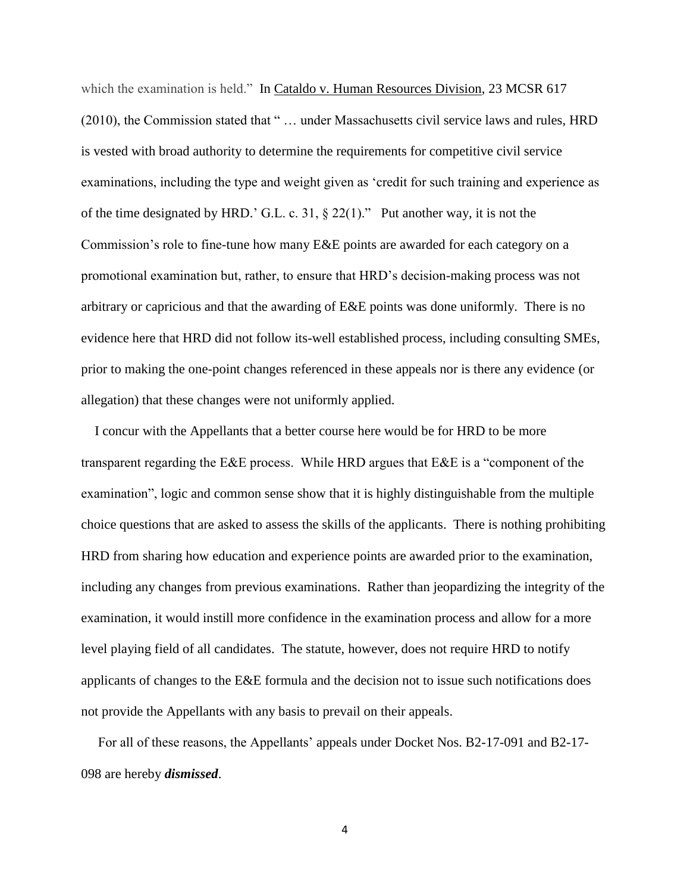which the examination is held." In Cataldo v. Human Resources Division, 23 MCSR 617 (2010), the Commission stated that " … under Massachusetts civil service laws and rules, HRD is vested with broad authority to determine the requirements for competitive civil service examinations, including the type and weight given as 'credit for such training and experience as of the time designated by HRD.' G.L. c. 31, § 22(1)." Put another way, it is not the Commission's role to fine-tune how many E&E points are awarded for each category on a promotional examination but, rather, to ensure that HRD's decision-making process was not arbitrary or capricious and that the awarding of E&E points was done uniformly. There is no evidence here that HRD did not follow its-well established process, including consulting SMEs, prior to making the one-point changes referenced in these appeals nor is there any evidence (or allegation) that these changes were not uniformly applied.

I concur with the Appellants that a better course here would be for HRD to be more transparent regarding the E&E process. While HRD argues that E&E is a "component of the examination", logic and common sense show that it is highly distinguishable from the multiple choice questions that are asked to assess the skills of the applicants. There is nothing prohibiting HRD from sharing how education and experience points are awarded prior to the examination, including any changes from previous examinations. Rather than jeopardizing the integrity of the examination, it would instill more confidence in the examination process and allow for a more level playing field of all candidates. The statute, however, does not require HRD to notify applicants of changes to the E&E formula and the decision not to issue such notifications does not provide the Appellants with any basis to prevail on their appeals.

For all of these reasons, the Appellants' appeals under Docket Nos. B2-17-091 and B2-17-098 are hereby ***dismissed***.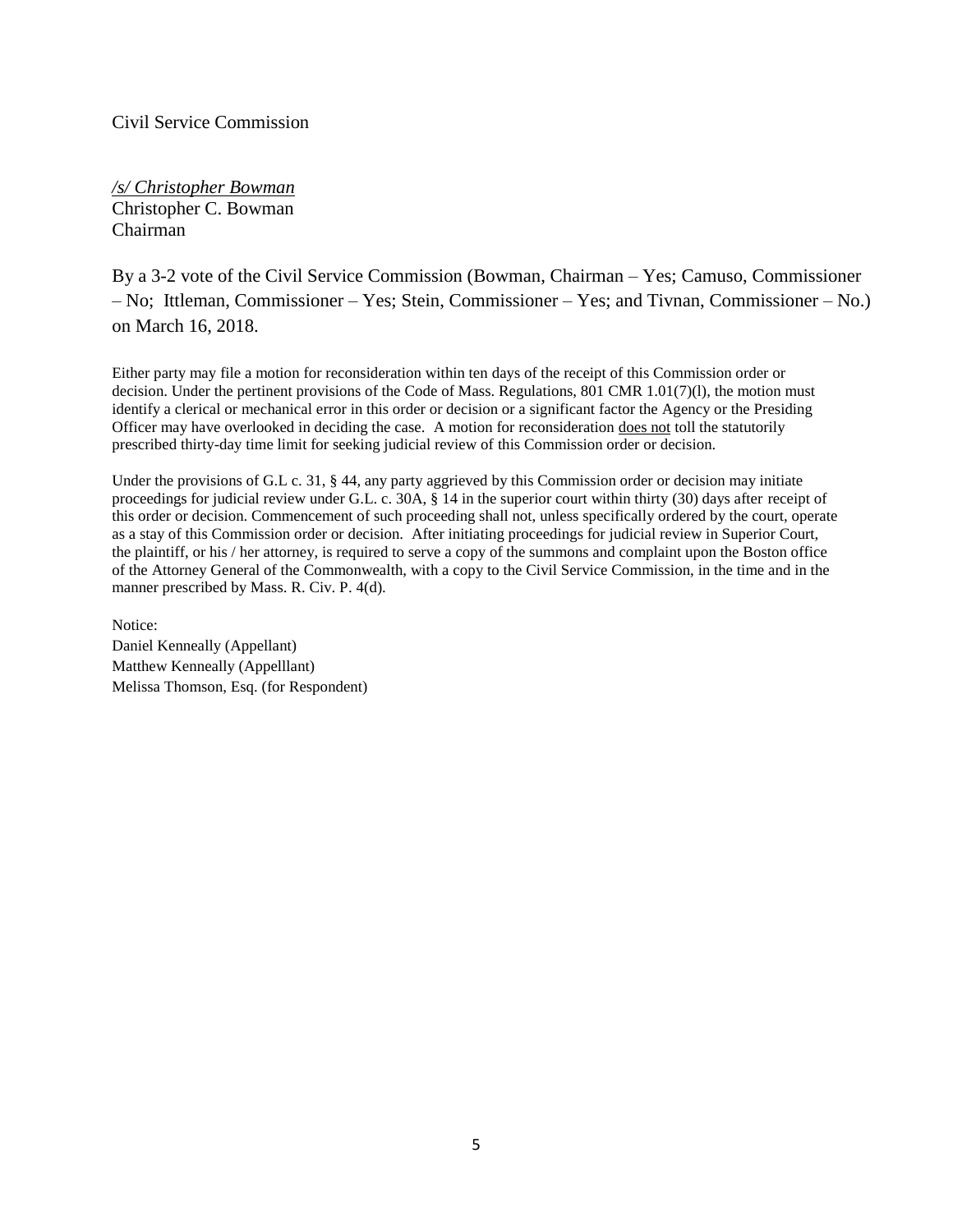Civil Service Commission

*/s/ Christopher Bowman*
Christopher C. Bowman
Chairman

By a 3-2 vote of the Civil Service Commission (Bowman, Chairman – Yes; Camuso, Commissioner – No; Ittleman, Commissioner – Yes; Stein, Commissioner – Yes; and Tivnan, Commissioner – No.) on March 16, 2018.

Either party may file a motion for reconsideration within ten days of the receipt of this Commission order or decision. Under the pertinent provisions of the Code of Mass. Regulations, 801 CMR 1.01(7)(l), the motion must identify a clerical or mechanical error in this order or decision or a significant factor the Agency or the Presiding Officer may have overlooked in deciding the case. A motion for reconsideration <u>does not</u> toll the statutorily prescribed thirty-day time limit for seeking judicial review of this Commission order or decision.

Under the provisions of G.L c. 31, § 44, any party aggrieved by this Commission order or decision may initiate proceedings for judicial review under G.L. c. 30A, § 14 in the superior court within thirty (30) days after receipt of this order or decision. Commencement of such proceeding shall not, unless specifically ordered by the court, operate as a stay of this Commission order or decision. After initiating proceedings for judicial review in Superior Court, the plaintiff, or his / her attorney, is required to serve a copy of the summons and complaint upon the Boston office of the Attorney General of the Commonwealth, with a copy to the Civil Service Commission, in the time and in the manner prescribed by Mass. R. Civ. P. 4(d).

Notice:
Daniel Kenneally (Appellant)
Matthew Kenneally (Appelllant)
Melissa Thomson, Esq. (for Respondent)